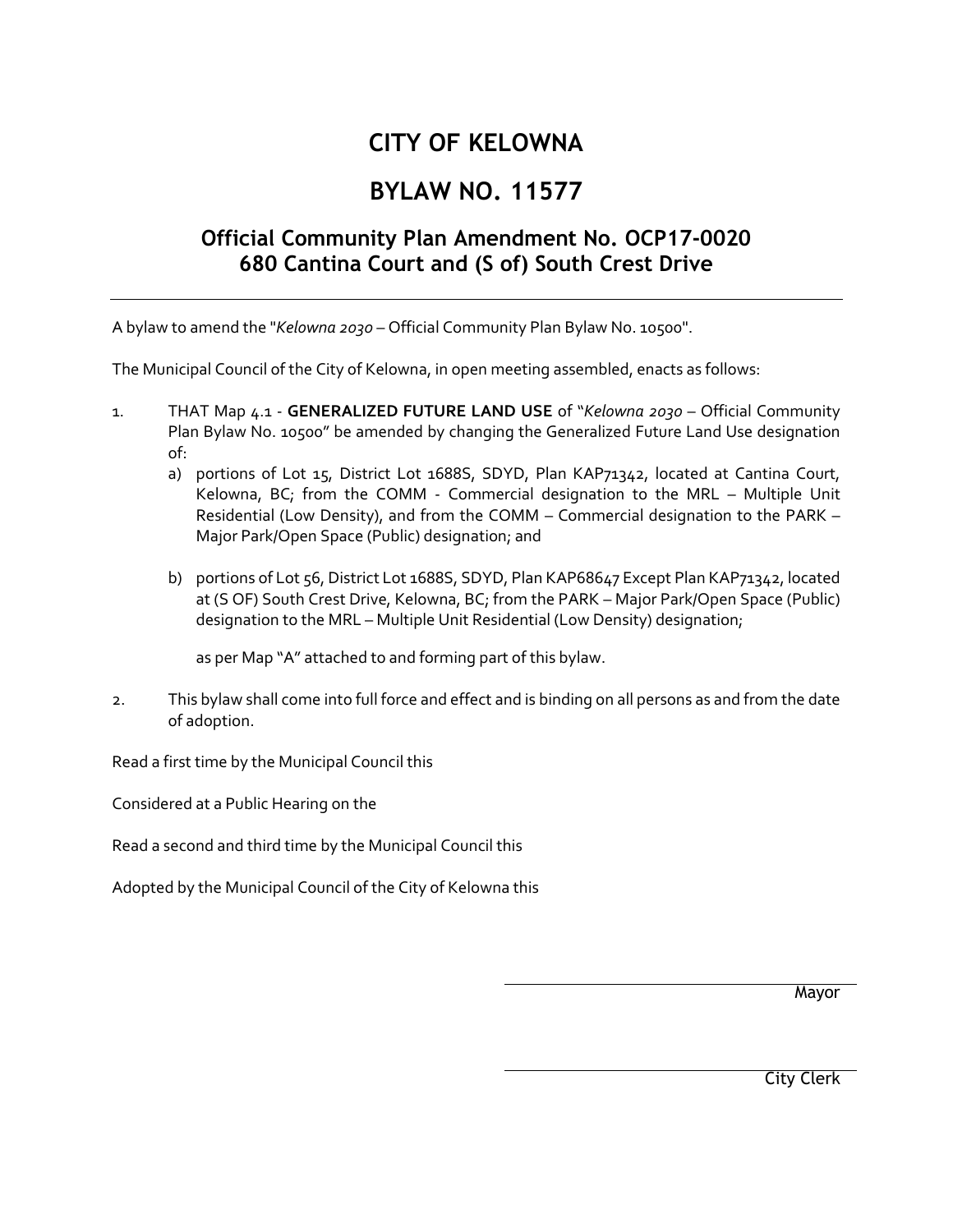# CITY OF KELOWNA

# BYLAW NO. 11577

## Official Community Plan Amendment No. OCP17-0020
## 680 Cantina Court and (S of) South Crest Drive

---

A bylaw to amend the "*Kelowna 2030* – Official Community Plan Bylaw No. 10500".

The Municipal Council of the City of Kelowna, in open meeting assembled, enacts as follows:

1. THAT Map 4.1 - **GENERALIZED FUTURE LAND USE** of "*Kelowna 2030* – Official Community Plan Bylaw No. 10500" be amended by changing the Generalized Future Land Use designation of:

   a) portions of Lot 15, District Lot 1688S, SDYD, Plan KAP71342, located at Cantina Court, Kelowna, BC; from the COMM - Commercial designation to the MRL – Multiple Unit Residential (Low Density), and from the COMM – Commercial designation to the PARK – Major Park/Open Space (Public) designation; and

   b) portions of Lot 56, District Lot 1688S, SDYD, Plan KAP68647 Except Plan KAP71342, located at (S OF) South Crest Drive, Kelowna, BC; from the PARK – Major Park/Open Space (Public) designation to the MRL – Multiple Unit Residential (Low Density) designation;

   as per Map "A" attached to and forming part of this bylaw.

2. This bylaw shall come into full force and effect and is binding on all persons as and from the date of adoption.

Read a first time by the Municipal Council this

Considered at a Public Hearing on the

Read a second and third time by the Municipal Council this

Adopted by the Municipal Council of the City of Kelowna this

Mayor

City Clerk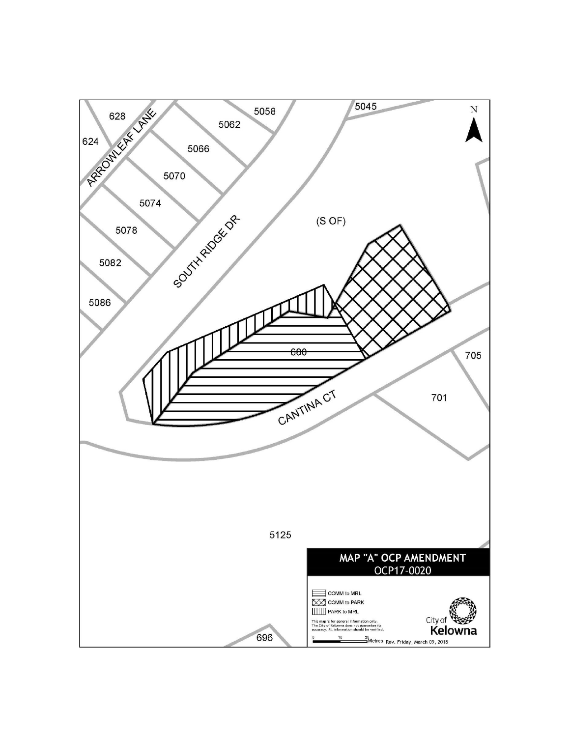628

624

ARROWLEAF LANE

5058

5062

5045

N

5066

5070

5074

5078

5082

5086

SOUTH RIDGE DR

(S OF)

680

705

701

CANTINA CT

5125

696

## MAP "A" OCP AMENDMENT
OCP17-0020

COMM to MRL

COMM to PARK

PARK to MRL

This map is for general information only. The City of Kelowna does not guarantee its accuracy. All information should be verified.

0 10 20 Metres Rev. Friday, March 09, 2018

City of Kelowna